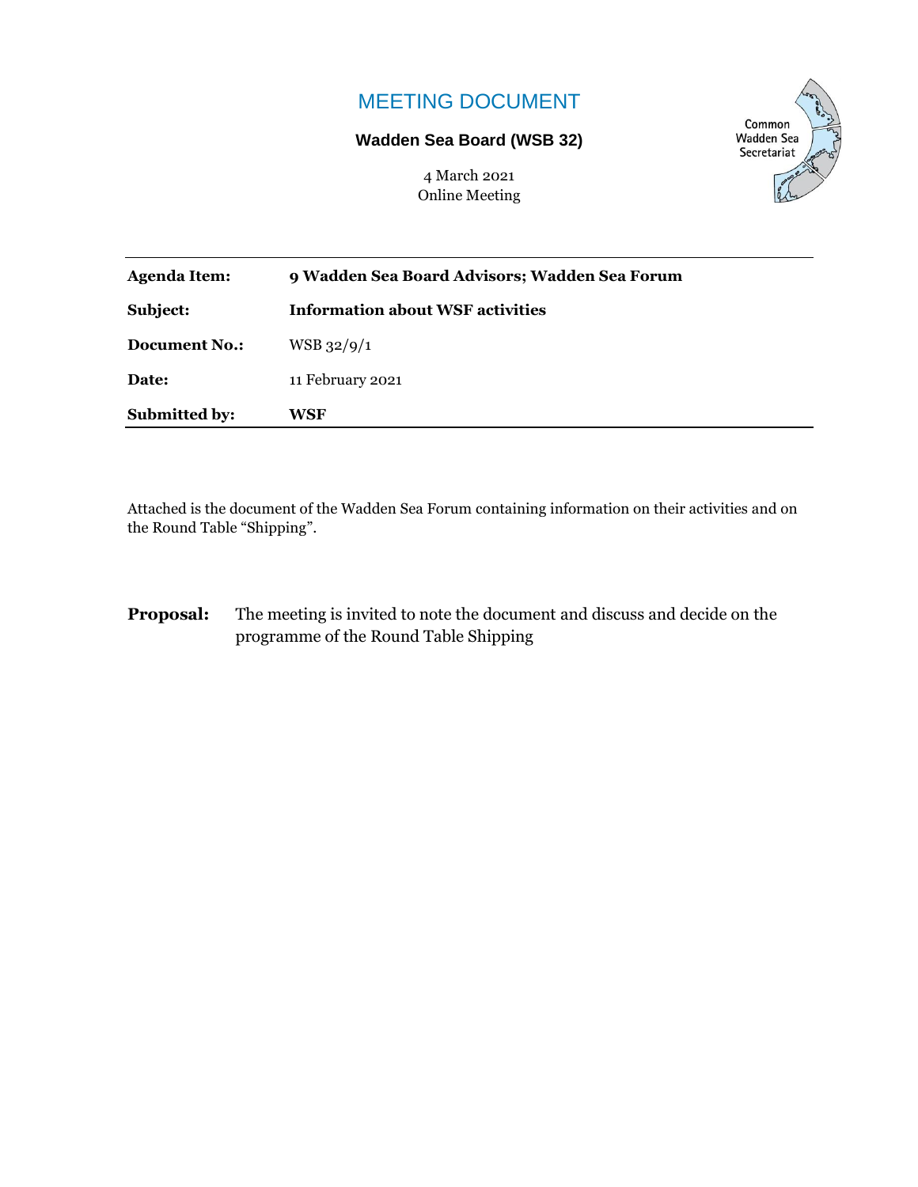# MEETING DOCUMENT

**Wadden Sea Board (WSB 32)**

4 March 2021
Online Meeting

Common Wadden Sea Secretariat

| | |
|---|---|
| **Agenda Item:** | **9 Wadden Sea Board Advisors; Wadden Sea Forum** |
| **Subject:** | **Information about WSF activities** |
| **Document No.:** | WSB 32/9/1 |
| **Date:** | 11 February 2021 |
| **Submitted by:** | **WSF** |

Attached is the document of the Wadden Sea Forum containing information on their activities and on the Round Table "Shipping".

**Proposal:** The meeting is invited to note the document and discuss and decide on the programme of the Round Table Shipping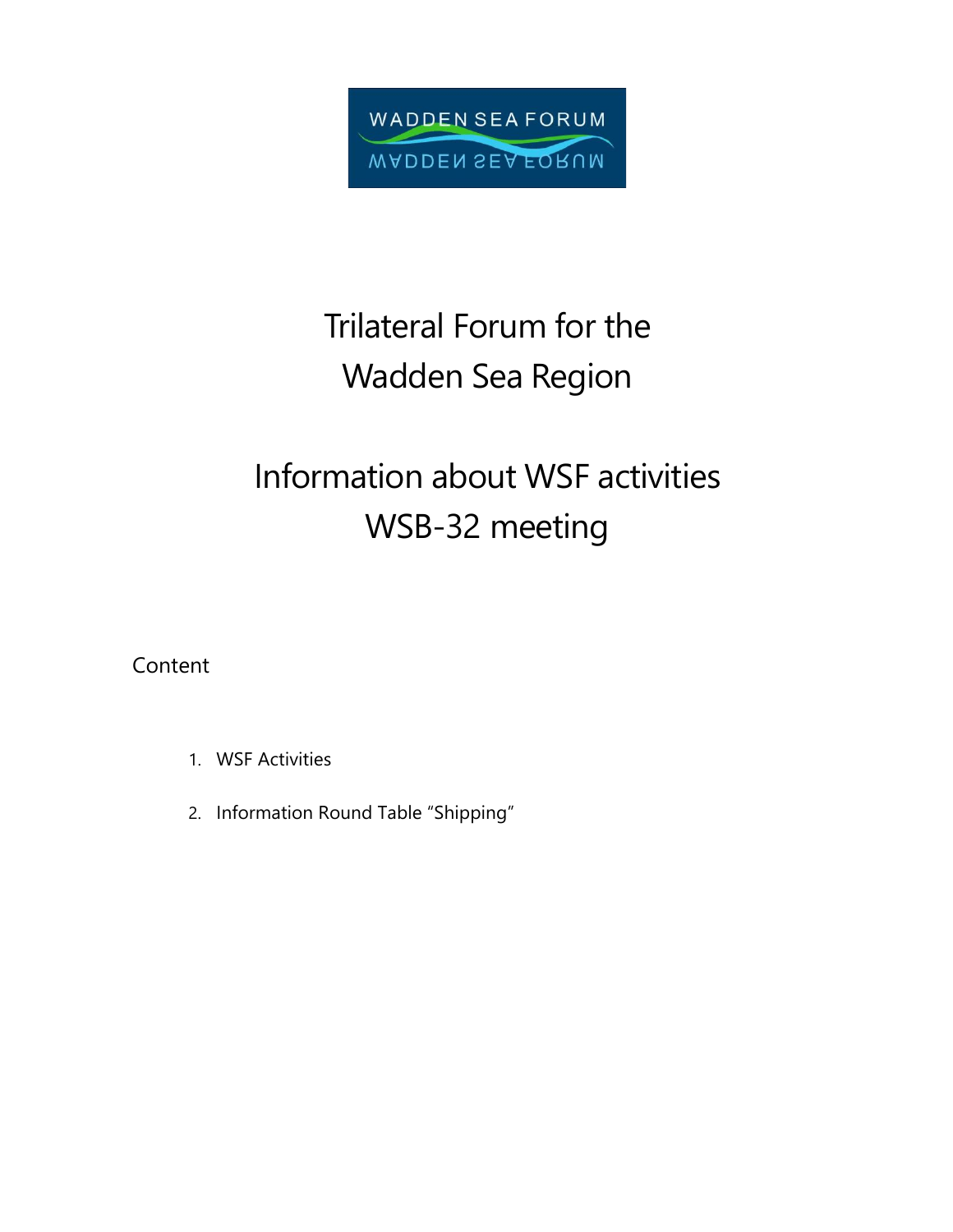# Trilateral Forum for the Wadden Sea Region

# Information about WSF activities WSB-32 meeting

Content

1. WSF Activities
2. Information Round Table “Shipping”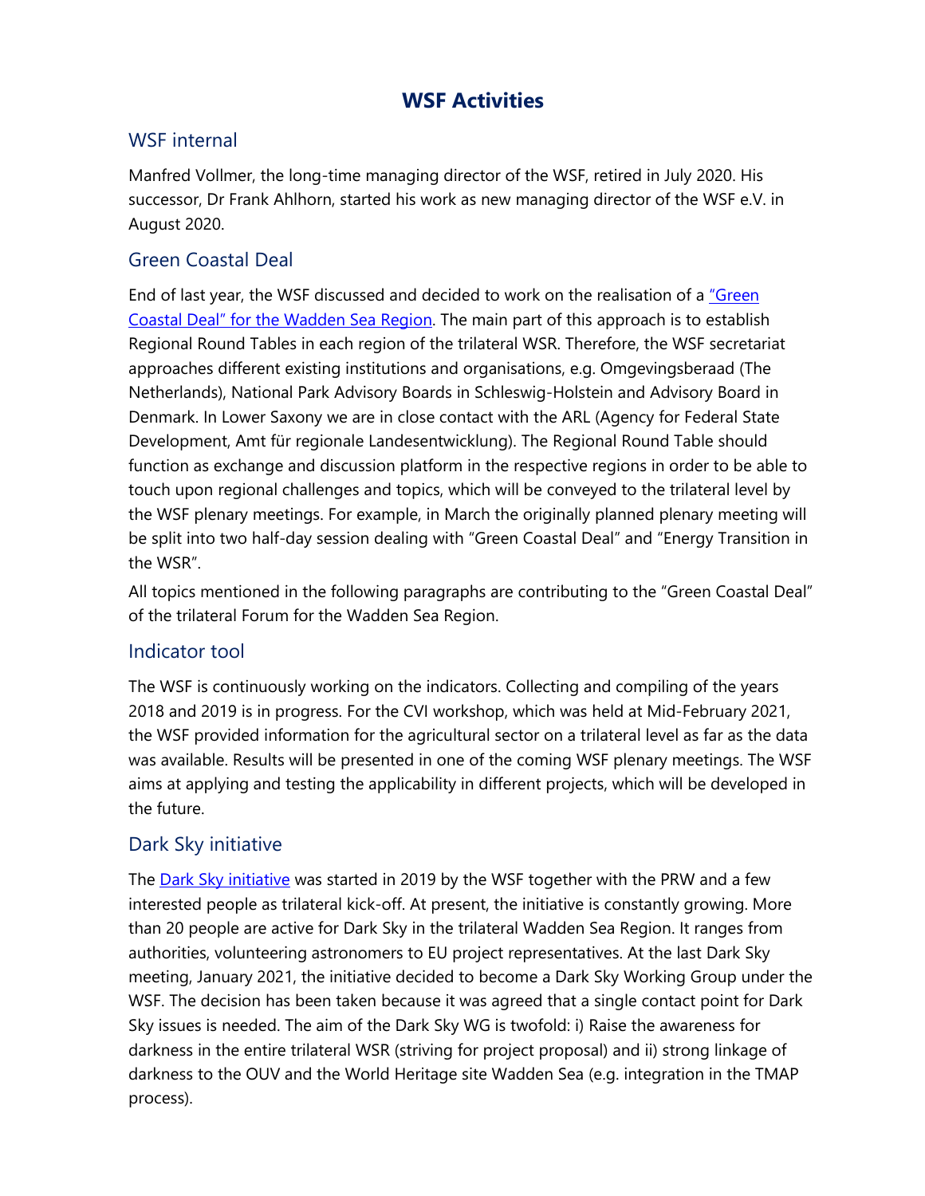# WSF Activities

## WSF internal

Manfred Vollmer, the long-time managing director of the WSF, retired in July 2020. His successor, Dr Frank Ahlhorn, started his work as new managing director of the WSF e.V. in August 2020.

## Green Coastal Deal

End of last year, the WSF discussed and decided to work on the realisation of a "Green Coastal Deal" for the Wadden Sea Region. The main part of this approach is to establish Regional Round Tables in each region of the trilateral WSR. Therefore, the WSF secretariat approaches different existing institutions and organisations, e.g. Omgevingsberaad (The Netherlands), National Park Advisory Boards in Schleswig-Holstein and Advisory Board in Denmark. In Lower Saxony we are in close contact with the ARL (Agency for Federal State Development, Amt für regionale Landesentwicklung). The Regional Round Table should function as exchange and discussion platform in the respective regions in order to be able to touch upon regional challenges and topics, which will be conveyed to the trilateral level by the WSF plenary meetings. For example, in March the originally planned plenary meeting will be split into two half-day session dealing with "Green Coastal Deal" and "Energy Transition in the WSR".

All topics mentioned in the following paragraphs are contributing to the "Green Coastal Deal" of the trilateral Forum for the Wadden Sea Region.

## Indicator tool

The WSF is continuously working on the indicators. Collecting and compiling of the years 2018 and 2019 is in progress. For the CVI workshop, which was held at Mid-February 2021, the WSF provided information for the agricultural sector on a trilateral level as far as the data was available. Results will be presented in one of the coming WSF plenary meetings. The WSF aims at applying and testing the applicability in different projects, which will be developed in the future.

## Dark Sky initiative

The Dark Sky initiative was started in 2019 by the WSF together with the PRW and a few interested people as trilateral kick-off. At present, the initiative is constantly growing. More than 20 people are active for Dark Sky in the trilateral Wadden Sea Region. It ranges from authorities, volunteering astronomers to EU project representatives. At the last Dark Sky meeting, January 2021, the initiative decided to become a Dark Sky Working Group under the WSF. The decision has been taken because it was agreed that a single contact point for Dark Sky issues is needed. The aim of the Dark Sky WG is twofold: i) Raise the awareness for darkness in the entire trilateral WSR (striving for project proposal) and ii) strong linkage of darkness to the OUV and the World Heritage site Wadden Sea (e.g. integration in the TMAP process).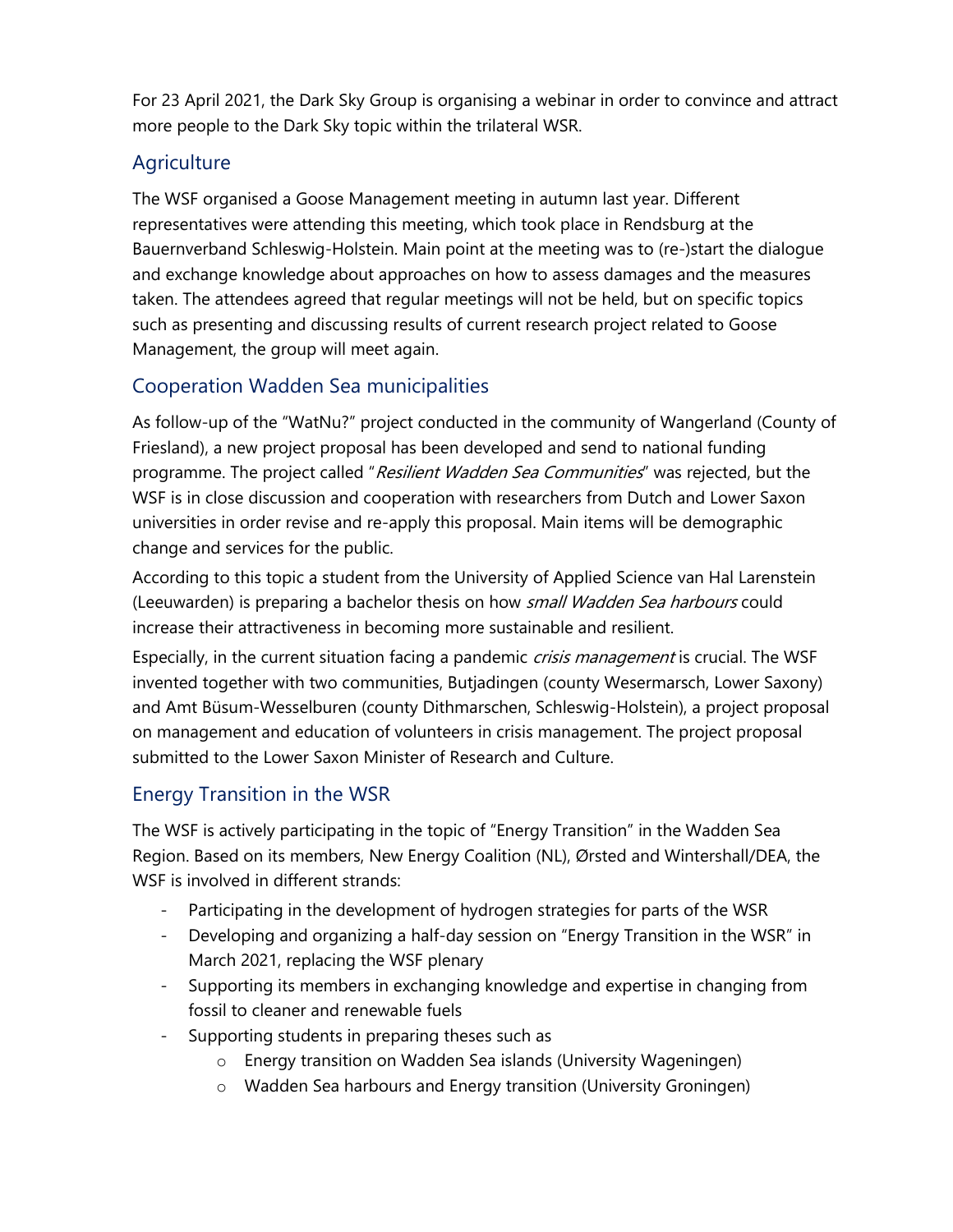For 23 April 2021, the Dark Sky Group is organising a webinar in order to convince and attract more people to the Dark Sky topic within the trilateral WSR.

## Agriculture

The WSF organised a Goose Management meeting in autumn last year. Different representatives were attending this meeting, which took place in Rendsburg at the Bauernverband Schleswig-Holstein. Main point at the meeting was to (re-)start the dialogue and exchange knowledge about approaches on how to assess damages and the measures taken. The attendees agreed that regular meetings will not be held, but on specific topics such as presenting and discussing results of current research project related to Goose Management, the group will meet again.

## Cooperation Wadden Sea municipalities

As follow-up of the "WatNu?" project conducted in the community of Wangerland (County of Friesland), a new project proposal has been developed and send to national funding programme. The project called "*Resilient Wadden Sea Communities*" was rejected, but the WSF is in close discussion and cooperation with researchers from Dutch and Lower Saxon universities in order revise and re-apply this proposal. Main items will be demographic change and services for the public.

According to this topic a student from the University of Applied Science van Hal Larenstein (Leeuwarden) is preparing a bachelor thesis on how *small Wadden Sea harbours* could increase their attractiveness in becoming more sustainable and resilient.

Especially, in the current situation facing a pandemic *crisis management* is crucial. The WSF invented together with two communities, Butjadingen (county Wesermarsch, Lower Saxony) and Amt Büsum-Wesselburen (county Dithmarschen, Schleswig-Holstein), a project proposal on management and education of volunteers in crisis management. The project proposal submitted to the Lower Saxon Minister of Research and Culture.

## Energy Transition in the WSR

The WSF is actively participating in the topic of "Energy Transition" in the Wadden Sea Region. Based on its members, New Energy Coalition (NL), Ørsted and Wintershall/DEA, the WSF is involved in different strands:

- Participating in the development of hydrogen strategies for parts of the WSR
- Developing and organizing a half-day session on "Energy Transition in the WSR" in March 2021, replacing the WSF plenary
- Supporting its members in exchanging knowledge and expertise in changing from fossil to cleaner and renewable fuels
- Supporting students in preparing theses such as
    - Energy transition on Wadden Sea islands (University Wageningen)
    - Wadden Sea harbours and Energy transition (University Groningen)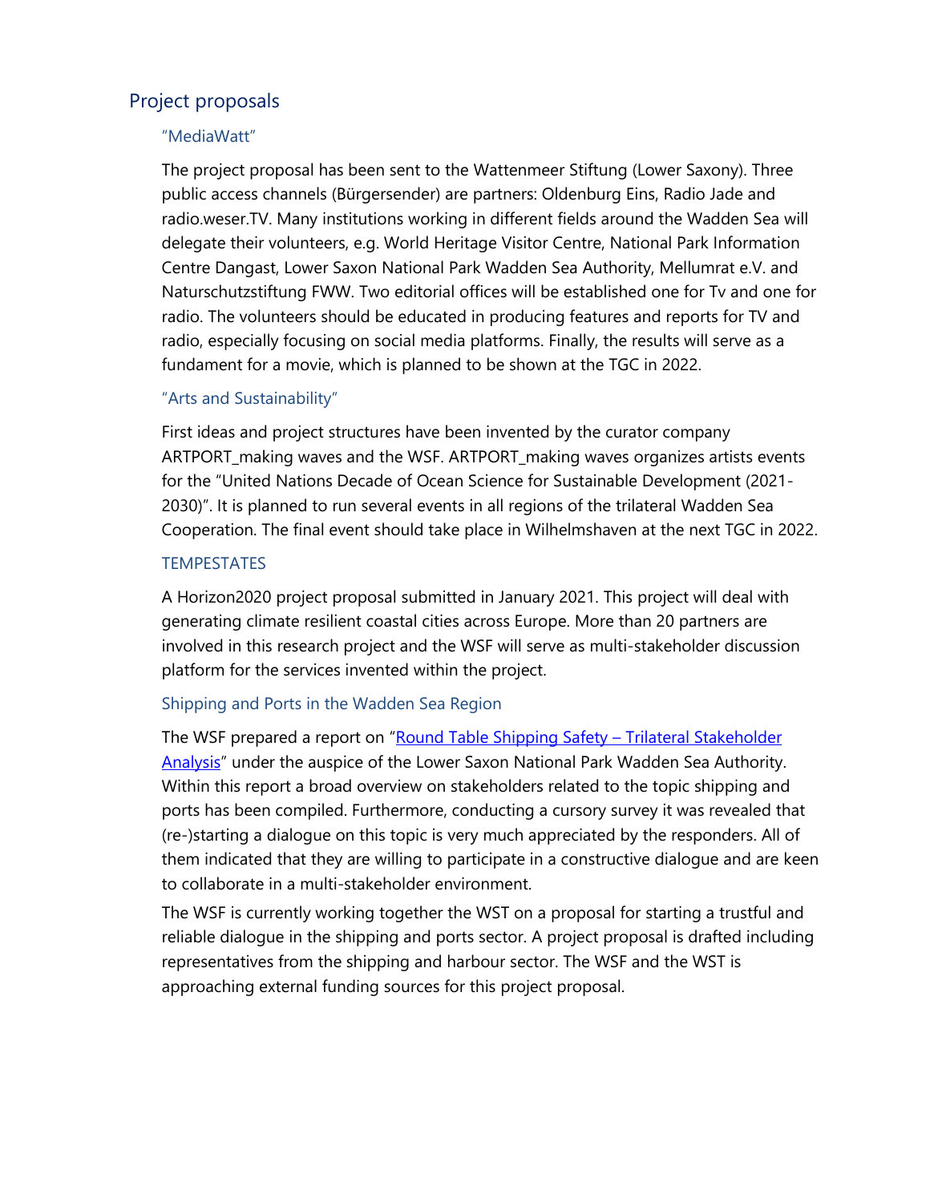## Project proposals

### "MediaWatt"

The project proposal has been sent to the Wattenmeer Stiftung (Lower Saxony). Three public access channels (Bürgersender) are partners: Oldenburg Eins, Radio Jade and radio.weser.TV. Many institutions working in different fields around the Wadden Sea will delegate their volunteers, e.g. World Heritage Visitor Centre, National Park Information Centre Dangast, Lower Saxon National Park Wadden Sea Authority, Mellumrat e.V. and Naturschutzstiftung FWW. Two editorial offices will be established one for Tv and one for radio. The volunteers should be educated in producing features and reports for TV and radio, especially focusing on social media platforms. Finally, the results will serve as a fundament for a movie, which is planned to be shown at the TGC in 2022.

### "Arts and Sustainability"

First ideas and project structures have been invented by the curator company ARTPORT_making waves and the WSF. ARTPORT_making waves organizes artists events for the "United Nations Decade of Ocean Science for Sustainable Development (2021-2030)". It is planned to run several events in all regions of the trilateral Wadden Sea Cooperation. The final event should take place in Wilhelmshaven at the next TGC in 2022.

### TEMPESTATES

A Horizon2020 project proposal submitted in January 2021. This project will deal with generating climate resilient coastal cities across Europe. More than 20 partners are involved in this research project and the WSF will serve as multi-stakeholder discussion platform for the services invented within the project.

### Shipping and Ports in the Wadden Sea Region

The WSF prepared a report on "Round Table Shipping Safety – Trilateral Stakeholder Analysis" under the auspice of the Lower Saxon National Park Wadden Sea Authority. Within this report a broad overview on stakeholders related to the topic shipping and ports has been compiled. Furthermore, conducting a cursory survey it was revealed that (re-)starting a dialogue on this topic is very much appreciated by the responders. All of them indicated that they are willing to participate in a constructive dialogue and are keen to collaborate in a multi-stakeholder environment.

The WSF is currently working together the WST on a proposal for starting a trustful and reliable dialogue in the shipping and ports sector. A project proposal is drafted including representatives from the shipping and harbour sector. The WSF and the WST is approaching external funding sources for this project proposal.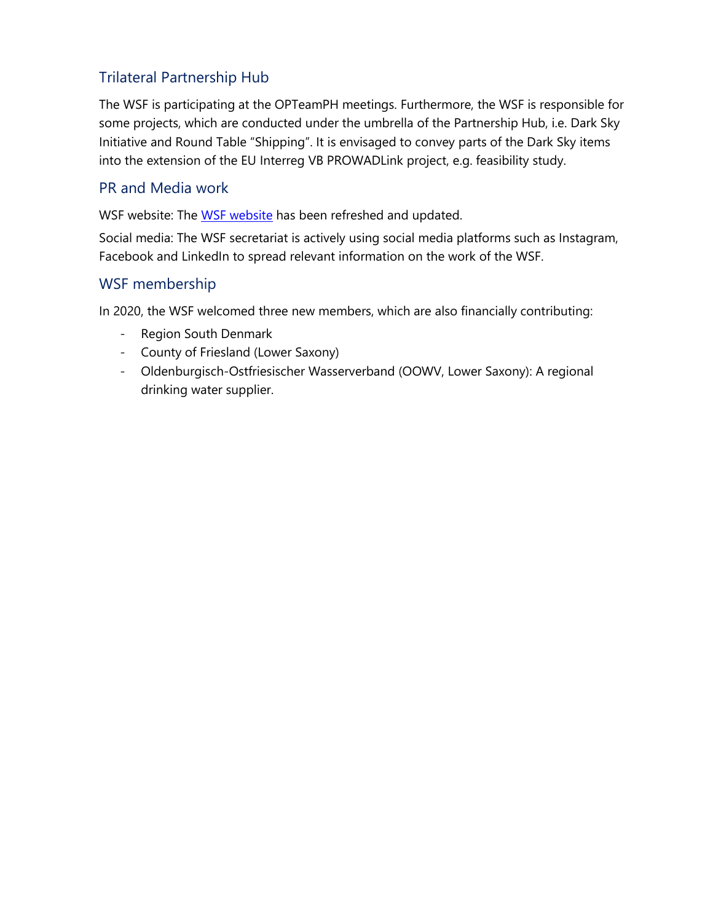## Trilateral Partnership Hub

The WSF is participating at the OPTeamPH meetings. Furthermore, the WSF is responsible for some projects, which are conducted under the umbrella of the Partnership Hub, i.e. Dark Sky Initiative and Round Table "Shipping". It is envisaged to convey parts of the Dark Sky items into the extension of the EU Interreg VB PROWADLink project, e.g. feasibility study.

## PR and Media work

WSF website: The WSF website has been refreshed and updated.

Social media: The WSF secretariat is actively using social media platforms such as Instagram, Facebook and LinkedIn to spread relevant information on the work of the WSF.

## WSF membership

In 2020, the WSF welcomed three new members, which are also financially contributing:

- Region South Denmark
- County of Friesland (Lower Saxony)
- Oldenburgisch-Ostfriesischer Wasserverband (OOWV, Lower Saxony): A regional drinking water supplier.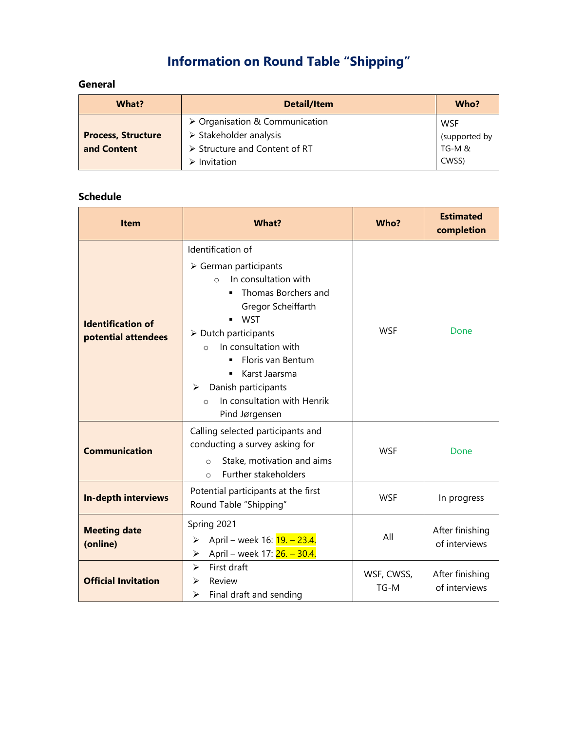# Information on Round Table "Shipping"

### General

| What? | Detail/Item | Who? |
|---|---|---|
| **Process, Structure and Content** | ➢ Organisation & Communication<br>➢ Stakeholder analysis<br>➢ Structure and Content of RT<br>➢ Invitation | WSF (supported by TG-M & CWSS) |

### Schedule

| Item | What? | Who? | Estimated completion |
|---|---|---|---|
| **Identification of potential attendees** | Identification of<br>➢ German participants<br>○ In consultation with<br>▪ Thomas Borchers and Gregor Scheiffarth<br>▪ WST<br>➢ Dutch participants<br>○ In consultation with<br>▪ Floris van Bentum<br>▪ Karst Jaarsma<br>➢ Danish participants<br>○ In consultation with Henrik Pind Jørgensen | WSF | Done |
| **Communication** | Calling selected participants and conducting a survey asking for<br>○ Stake, motivation and aims<br>○ Further stakeholders | WSF | Done |
| **In-depth interviews** | Potential participants at the first Round Table "Shipping" | WSF | In progress |
| **Meeting date (online)** | Spring 2021<br>➢ April – week 16: 19. – 23.4.<br>➢ April – week 17: 26. – 30.4. | All | After finishing of interviews |
| **Official Invitation** | ➢ First draft<br>➢ Review<br>➢ Final draft and sending | WSF, CWSS, TG-M | After finishing of interviews |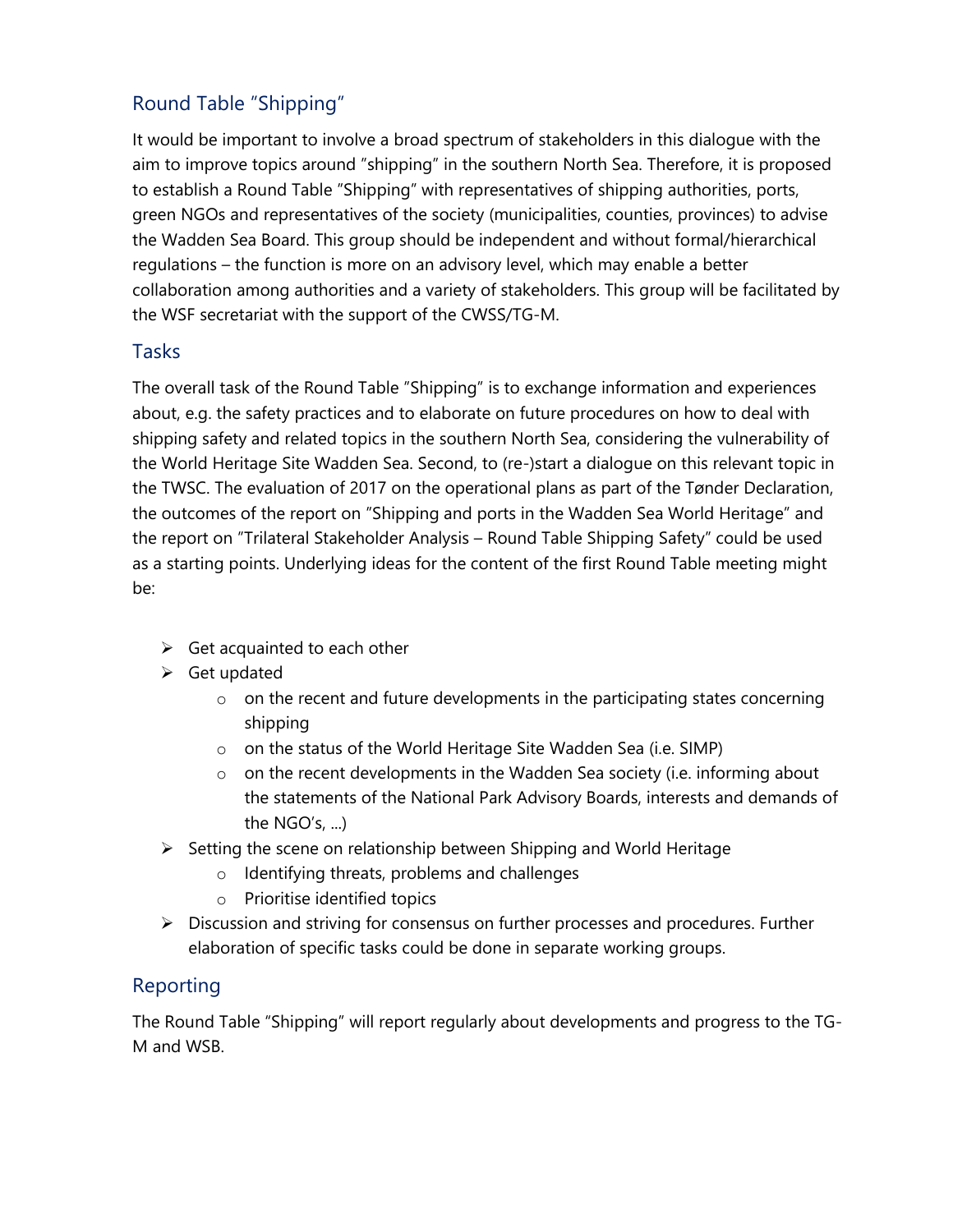## Round Table "Shipping"

It would be important to involve a broad spectrum of stakeholders in this dialogue with the aim to improve topics around "shipping" in the southern North Sea. Therefore, it is proposed to establish a Round Table "Shipping" with representatives of shipping authorities, ports, green NGOs and representatives of the society (municipalities, counties, provinces) to advise the Wadden Sea Board. This group should be independent and without formal/hierarchical regulations – the function is more on an advisory level, which may enable a better collaboration among authorities and a variety of stakeholders. This group will be facilitated by the WSF secretariat with the support of the CWSS/TG-M.

### Tasks

The overall task of the Round Table "Shipping" is to exchange information and experiences about, e.g. the safety practices and to elaborate on future procedures on how to deal with shipping safety and related topics in the southern North Sea, considering the vulnerability of the World Heritage Site Wadden Sea. Second, to (re-)start a dialogue on this relevant topic in the TWSC. The evaluation of 2017 on the operational plans as part of the Tønder Declaration, the outcomes of the report on "Shipping and ports in the Wadden Sea World Heritage" and the report on "Trilateral Stakeholder Analysis – Round Table Shipping Safety" could be used as a starting points. Underlying ideas for the content of the first Round Table meeting might be:

- Get acquainted to each other
- Get updated
  - on the recent and future developments in the participating states concerning shipping
  - on the status of the World Heritage Site Wadden Sea (i.e. SIMP)
  - on the recent developments in the Wadden Sea society (i.e. informing about the statements of the National Park Advisory Boards, interests and demands of the NGO's, ...)
- Setting the scene on relationship between Shipping and World Heritage
  - Identifying threats, problems and challenges
  - Prioritise identified topics
- Discussion and striving for consensus on further processes and procedures. Further elaboration of specific tasks could be done in separate working groups.

### Reporting

The Round Table "Shipping" will report regularly about developments and progress to the TG-M and WSB.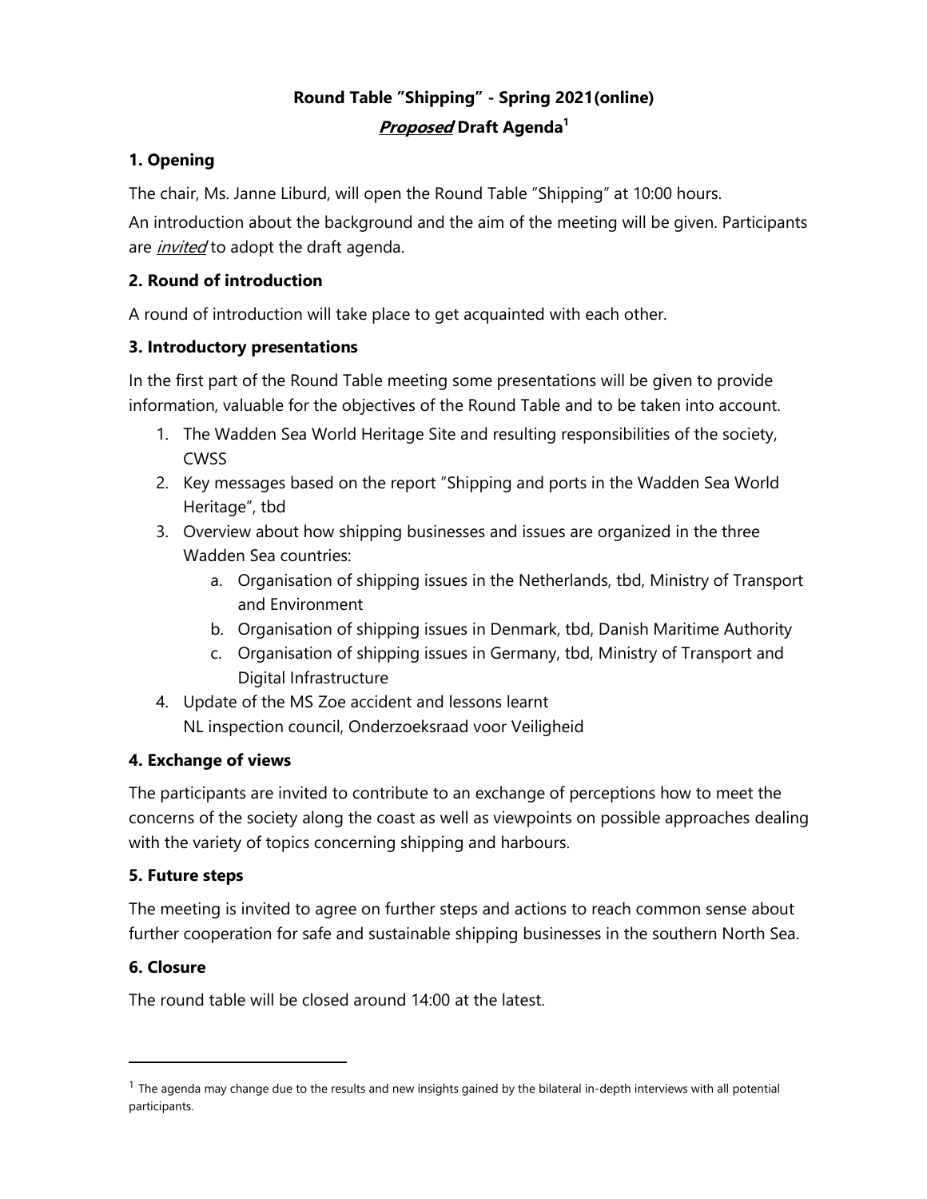# Round Table "Shipping" - Spring 2021(online)

## ***Proposed* Draft Agenda[1]**

### 1. Opening

The chair, Ms. Janne Liburd, will open the Round Table "Shipping" at 10:00 hours.

An introduction about the background and the aim of the meeting will be given. Participants are *invited* to adopt the draft agenda.

### 2. Round of introduction

A round of introduction will take place to get acquainted with each other.

### 3. Introductory presentations

In the first part of the Round Table meeting some presentations will be given to provide information, valuable for the objectives of the Round Table and to be taken into account.

1. The Wadden Sea World Heritage Site and resulting responsibilities of the society, CWSS
2. Key messages based on the report "Shipping and ports in the Wadden Sea World Heritage", tbd
3. Overview about how shipping businesses and issues are organized in the three Wadden Sea countries:
   a. Organisation of shipping issues in the Netherlands, tbd, Ministry of Transport and Environment
   b. Organisation of shipping issues in Denmark, tbd, Danish Maritime Authority
   c. Organisation of shipping issues in Germany, tbd, Ministry of Transport and Digital Infrastructure
4. Update of the MS Zoe accident and lessons learnt
   NL inspection council, Onderzoeksraad voor Veiligheid

### 4. Exchange of views

The participants are invited to contribute to an exchange of perceptions how to meet the concerns of the society along the coast as well as viewpoints on possible approaches dealing with the variety of topics concerning shipping and harbours.

### 5. Future steps

The meeting is invited to agree on further steps and actions to reach common sense about further cooperation for safe and sustainable shipping businesses in the southern North Sea.

### 6. Closure

The round table will be closed around 14:00 at the latest.

---

[1] The agenda may change due to the results and new insights gained by the bilateral in-depth interviews with all potential participants.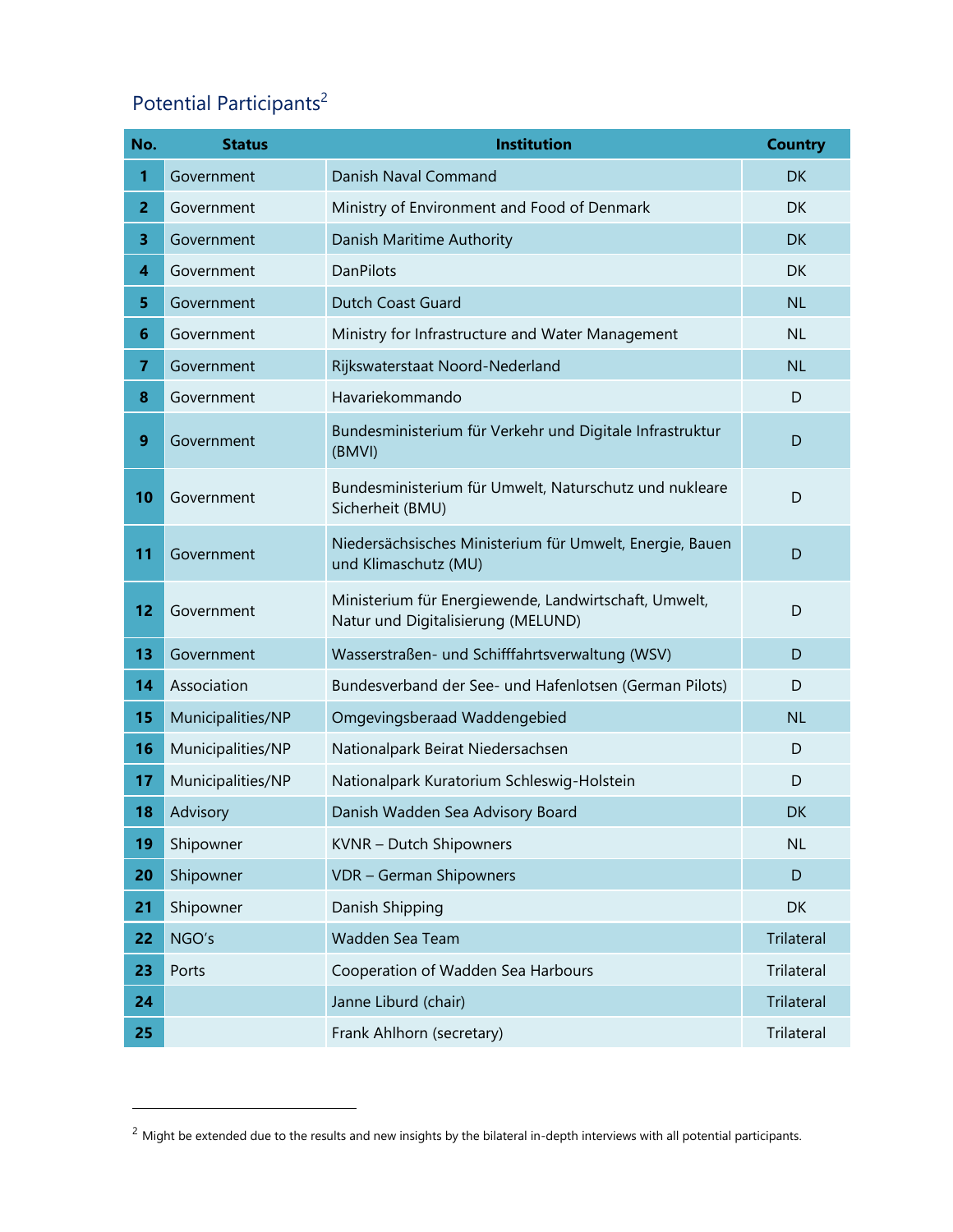## Potential Participants[2]

| No. | Status | Institution | Country |
|---|---|---|---|
| 1 | Government | Danish Naval Command | DK |
| 2 | Government | Ministry of Environment and Food of Denmark | DK |
| 3 | Government | Danish Maritime Authority | DK |
| 4 | Government | DanPilots | DK |
| 5 | Government | Dutch Coast Guard | NL |
| 6 | Government | Ministry for Infrastructure and Water Management | NL |
| 7 | Government | Rijkswaterstaat Noord-Nederland | NL |
| 8 | Government | Havariekommando | D |
| 9 | Government | Bundesministerium für Verkehr und Digitale Infrastruktur (BMVI) | D |
| 10 | Government | Bundesministerium für Umwelt, Naturschutz und nukleare Sicherheit (BMU) | D |
| 11 | Government | Niedersächsisches Ministerium für Umwelt, Energie, Bauen und Klimaschutz (MU) | D |
| 12 | Government | Ministerium für Energiewende, Landwirtschaft, Umwelt, Natur und Digitalisierung (MELUND) | D |
| 13 | Government | Wasserstraßen- und Schifffahrtsverwaltung (WSV) | D |
| 14 | Association | Bundesverband der See- und Hafenlotsen (German Pilots) | D |
| 15 | Municipalities/NP | Omgevingsberaad Waddengebied | NL |
| 16 | Municipalities/NP | Nationalpark Beirat Niedersachsen | D |
| 17 | Municipalities/NP | Nationalpark Kuratorium Schleswig-Holstein | D |
| 18 | Advisory | Danish Wadden Sea Advisory Board | DK |
| 19 | Shipowner | KVNR – Dutch Shipowners | NL |
| 20 | Shipowner | VDR – German Shipowners | D |
| 21 | Shipowner | Danish Shipping | DK |
| 22 | NGO's | Wadden Sea Team | Trilateral |
| 23 | Ports | Cooperation of Wadden Sea Harbours | Trilateral |
| 24 | | Janne Liburd (chair) | Trilateral |
| 25 | | Frank Ahlhorn (secretary) | Trilateral |

[2] Might be extended due to the results and new insights by the bilateral in-depth interviews with all potential participants.